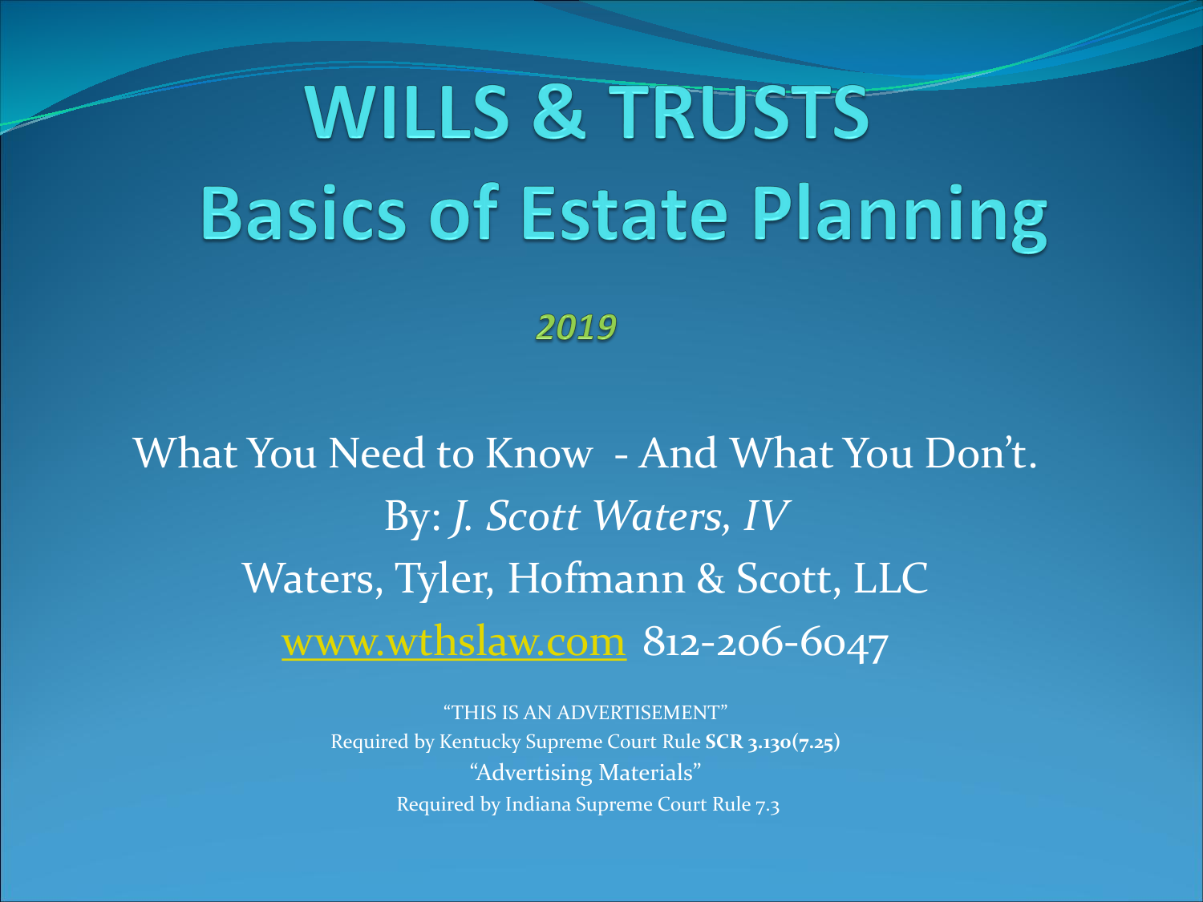# WILLS & TRUSTS
# Basics of Estate Planning

***2019***

What You Need to Know - And What You Don't.

By: *J. Scott Waters, IV*

Waters, Tyler, Hofmann & Scott, LLC

www.wthslaw.com 812-206-6047

"THIS IS AN ADVERTISEMENT"

Required by Kentucky Supreme Court Rule **SCR 3.130(7.25)**

"Advertising Materials"

Required by Indiana Supreme Court Rule 7.3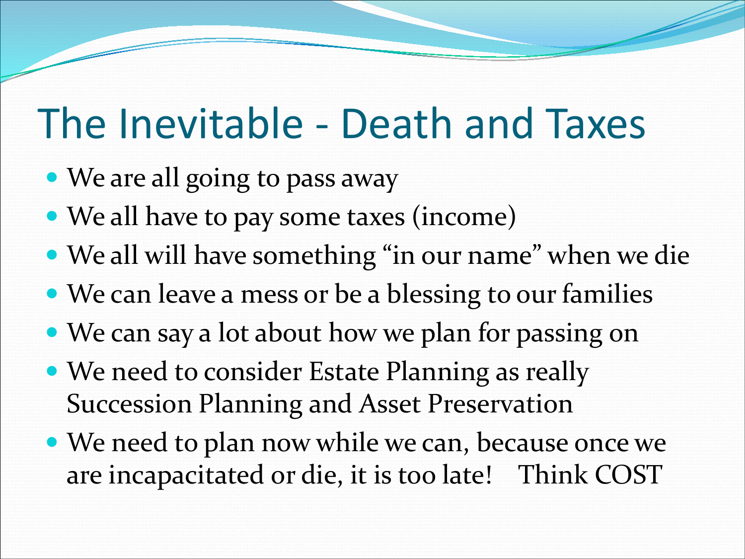# The Inevitable - Death and Taxes

- We are all going to pass away
- We all have to pay some taxes (income)
- We all will have something "in our name" when we die
- We can leave a mess or be a blessing to our families
- We can say a lot about how we plan for passing on
- We need to consider Estate Planning as really Succession Planning and Asset Preservation
- We need to plan now while we can, because once we are incapacitated or die, it is too late!    Think COST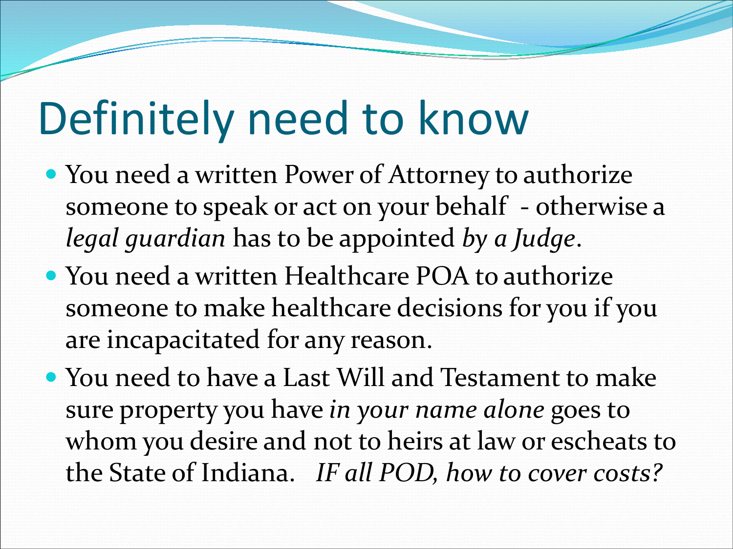# Definitely need to know

- You need a written Power of Attorney to authorize someone to speak or act on your behalf - otherwise a *legal guardian* has to be appointed *by a Judge*.
- You need a written Healthcare POA to authorize someone to make healthcare decisions for you if you are incapacitated for any reason.
- You need to have a Last Will and Testament to make sure property you have *in your name alone* goes to whom you desire and not to heirs at law or escheats to the State of Indiana. *IF all POD, how to cover costs?*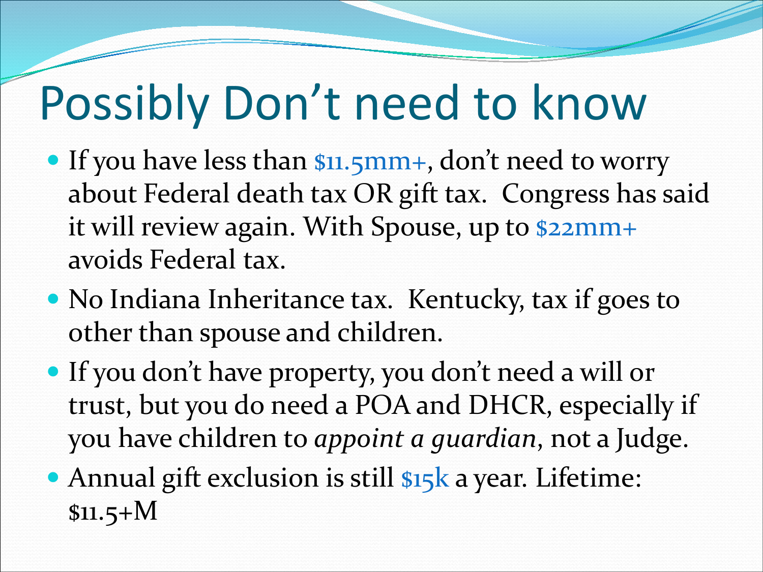# Possibly Don't need to know

- If you have less than $11.5mm+, don't need to worry about Federal death tax OR gift tax. Congress has said it will review again. With Spouse, up to $22mm+ avoids Federal tax.
- No Indiana Inheritance tax. Kentucky, tax if goes to other than spouse and children.
- If you don't have property, you don't need a will or trust, but you do need a POA and DHCR, especially if you have children to *appoint a guardian*, not a Judge.
- Annual gift exclusion is still $15k a year. Lifetime: $11.5+M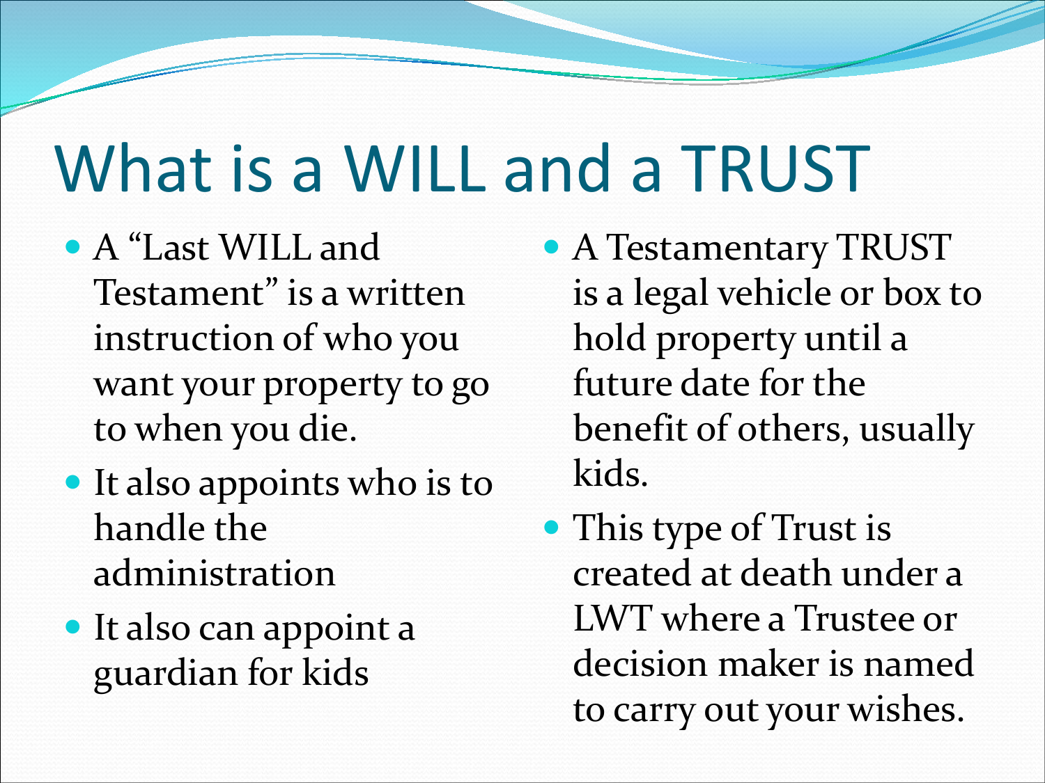# What is a WILL and a TRUST

- A "Last WILL and Testament" is a written instruction of who you want your property to go to when you die.
- It also appoints who is to handle the administration
- It also can appoint a guardian for kids

- A Testamentary TRUST is a legal vehicle or box to hold property until a future date for the benefit of others, usually kids.
- This type of Trust is created at death under a LWT where a Trustee or decision maker is named to carry out your wishes.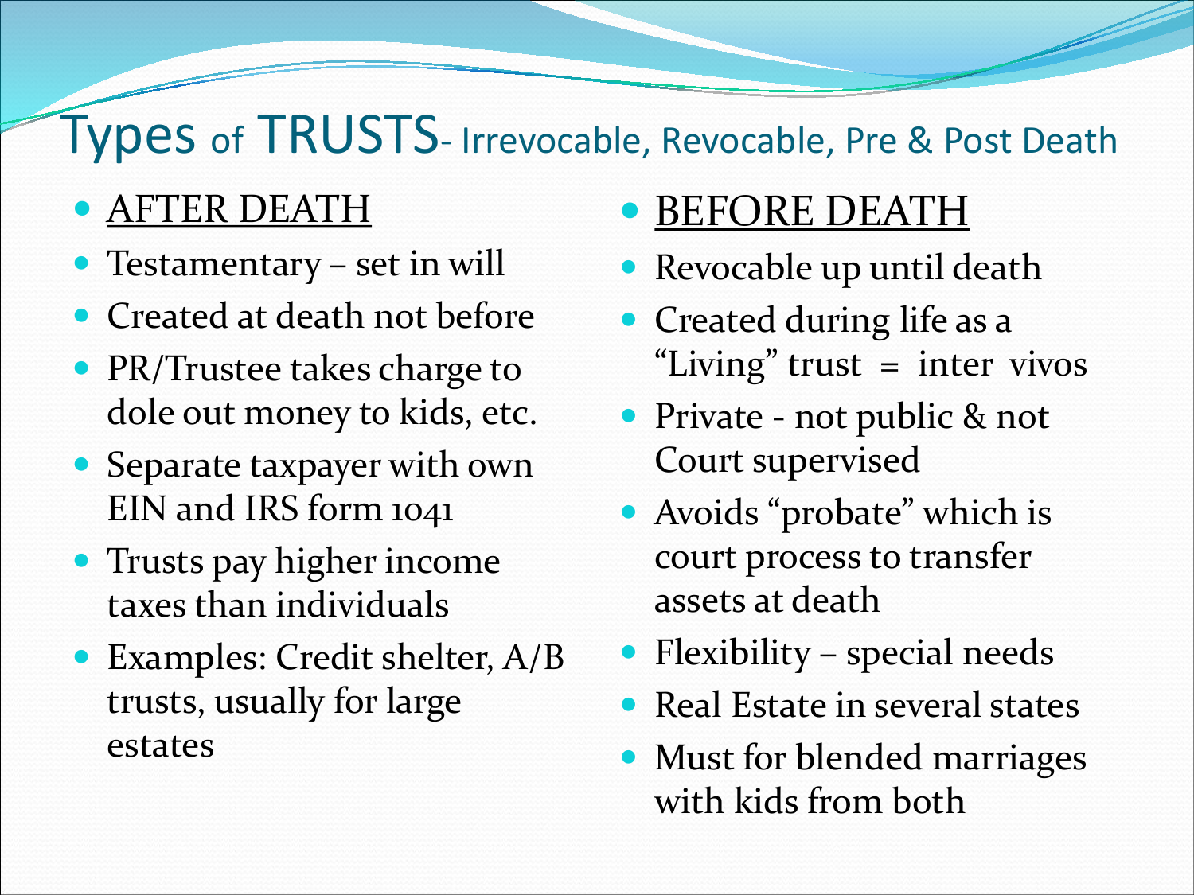# Types of TRUSTS- Irrevocable, Revocable, Pre & Post Death

- AFTER DEATH
- Testamentary – set in will
- Created at death not before
- PR/Trustee takes charge to dole out money to kids, etc.
- Separate taxpayer with own EIN and IRS form 1041
- Trusts pay higher income taxes than individuals
- Examples: Credit shelter, A/B trusts, usually for large estates

- BEFORE DEATH
- Revocable up until death
- Created during life as a "Living" trust = inter vivos
- Private - not public & not Court supervised
- Avoids "probate" which is court process to transfer assets at death
- Flexibility – special needs
- Real Estate in several states
- Must for blended marriages with kids from both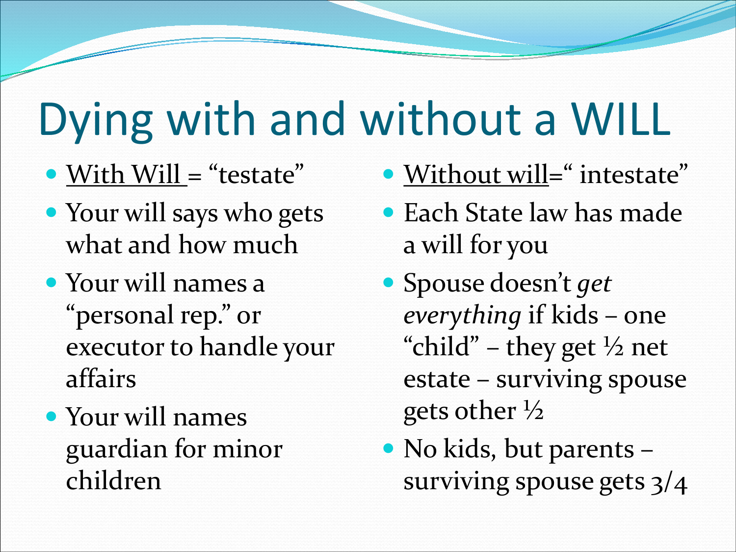# Dying with and without a WILL

- With Will = "testate"
- Your will says who gets what and how much
- Your will names a "personal rep." or executor to handle your affairs
- Your will names guardian for minor children

- Without will=" intestate"
- Each State law has made a will for you
- Spouse doesn't *get everything* if kids – one "child" – they get ½ net estate – surviving spouse gets other ½
- No kids, but parents – surviving spouse gets 3/4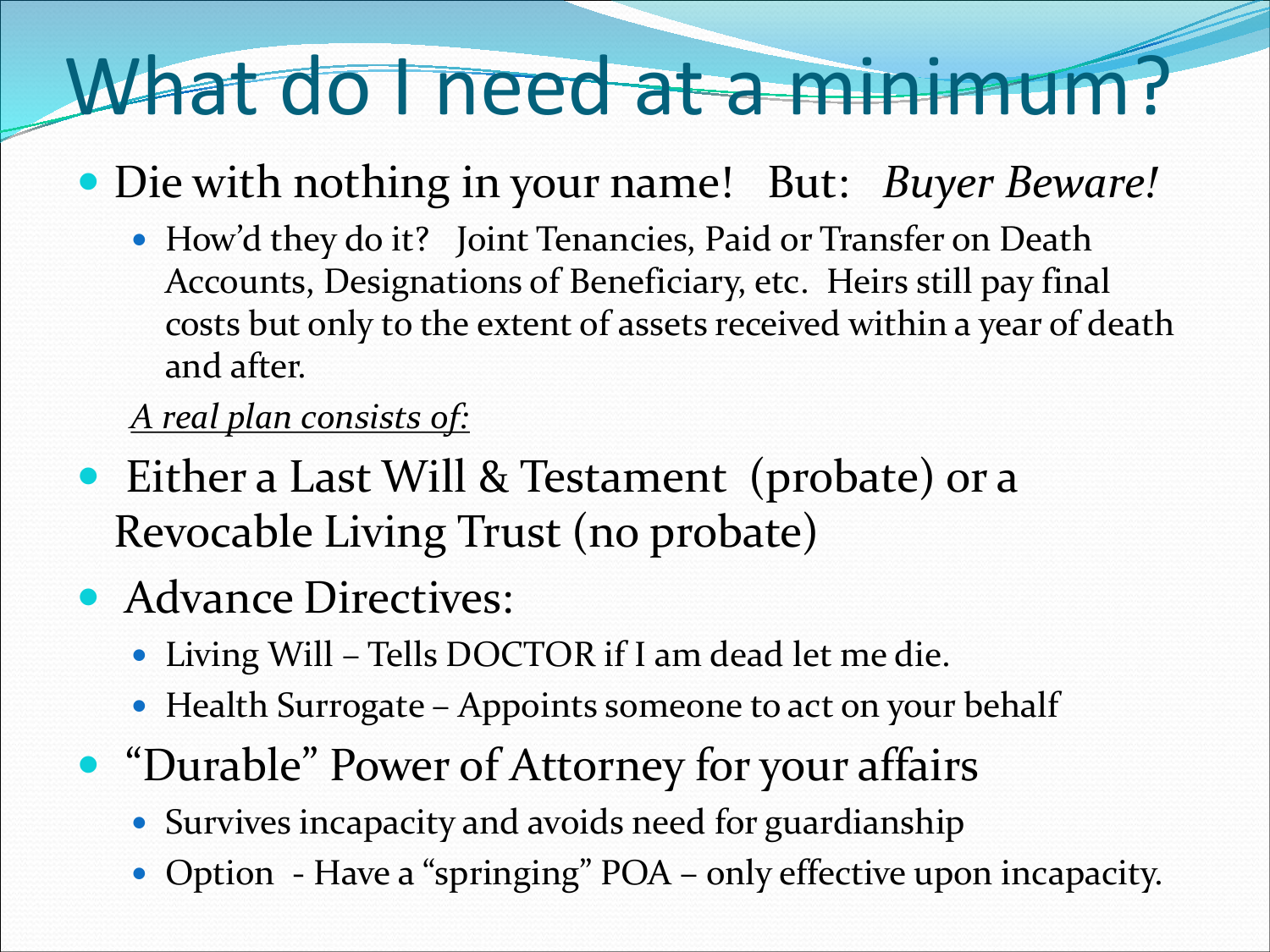# What do I need at a minimum?

- Die with nothing in your name! But: *Buyer Beware!*
  - How'd they do it? Joint Tenancies, Paid or Transfer on Death Accounts, Designations of Beneficiary, etc. Heirs still pay final costs but only to the extent of assets received within a year of death and after.

  *A real plan consists of:*

- Either a Last Will & Testament (probate) or a Revocable Living Trust (no probate)
- Advance Directives:
  - Living Will – Tells DOCTOR if I am dead let me die.
  - Health Surrogate – Appoints someone to act on your behalf
- "Durable" Power of Attorney for your affairs
  - Survives incapacity and avoids need for guardianship
  - Option - Have a "springing" POA – only effective upon incapacity.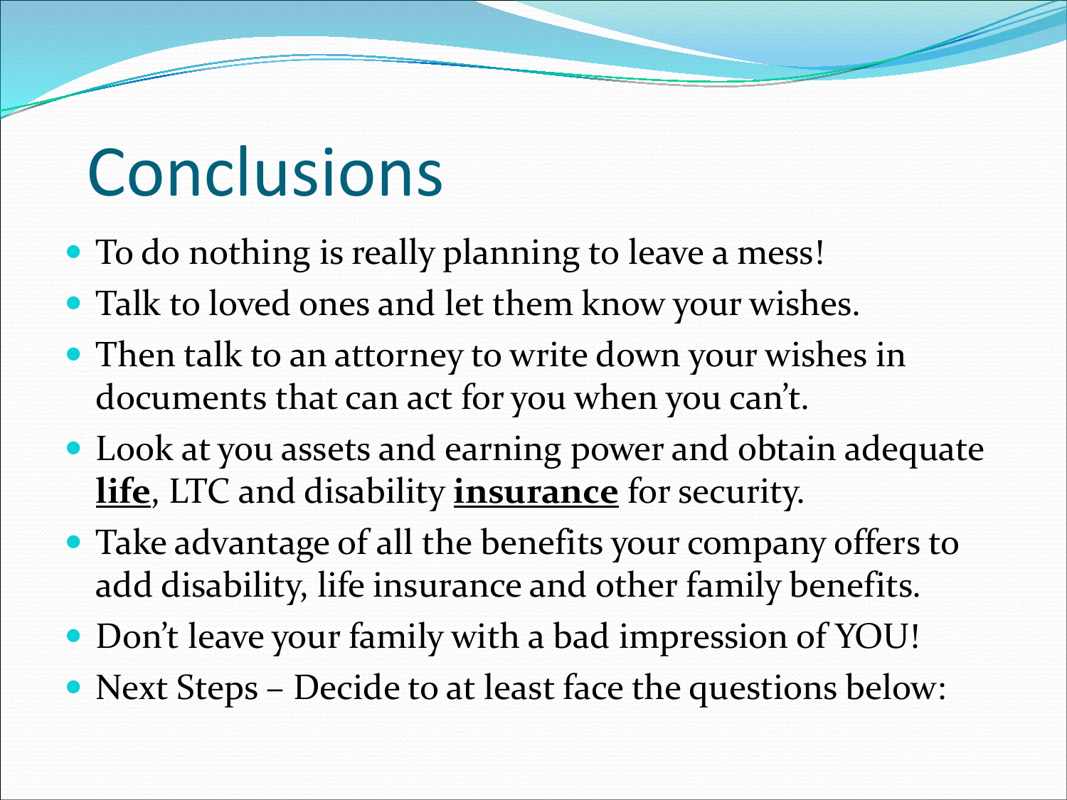# Conclusions

- To do nothing is really planning to leave a mess!
- Talk to loved ones and let them know your wishes.
- Then talk to an attorney to write down your wishes in documents that can act for you when you can't.
- Look at you assets and earning power and obtain adequate **life**, LTC and disability **insurance** for security.
- Take advantage of all the benefits your company offers to add disability, life insurance and other family benefits.
- Don't leave your family with a bad impression of YOU!
- Next Steps – Decide to at least face the questions below: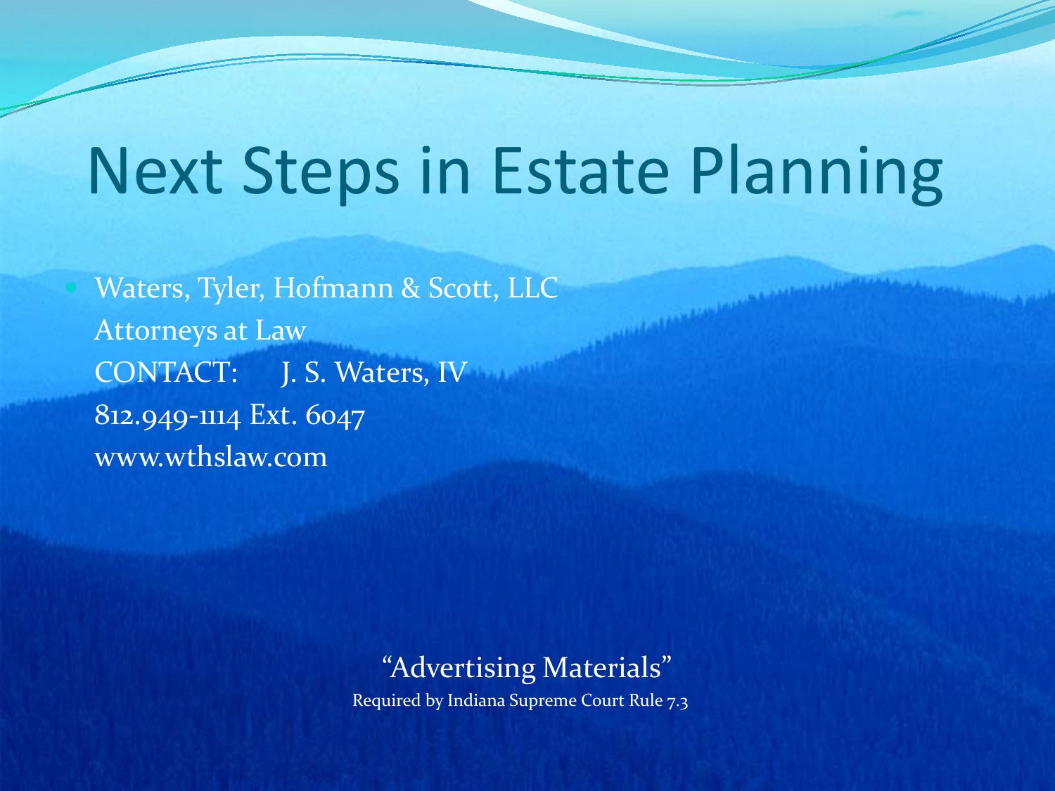# Next Steps in Estate Planning

- Waters, Tyler, Hofmann & Scott, LLC
  Attorneys at Law
  CONTACT: J. S. Waters, IV
  812.949-1114 Ext. 6047
  www.wthslaw.com

"Advertising Materials"

Required by Indiana Supreme Court Rule 7.3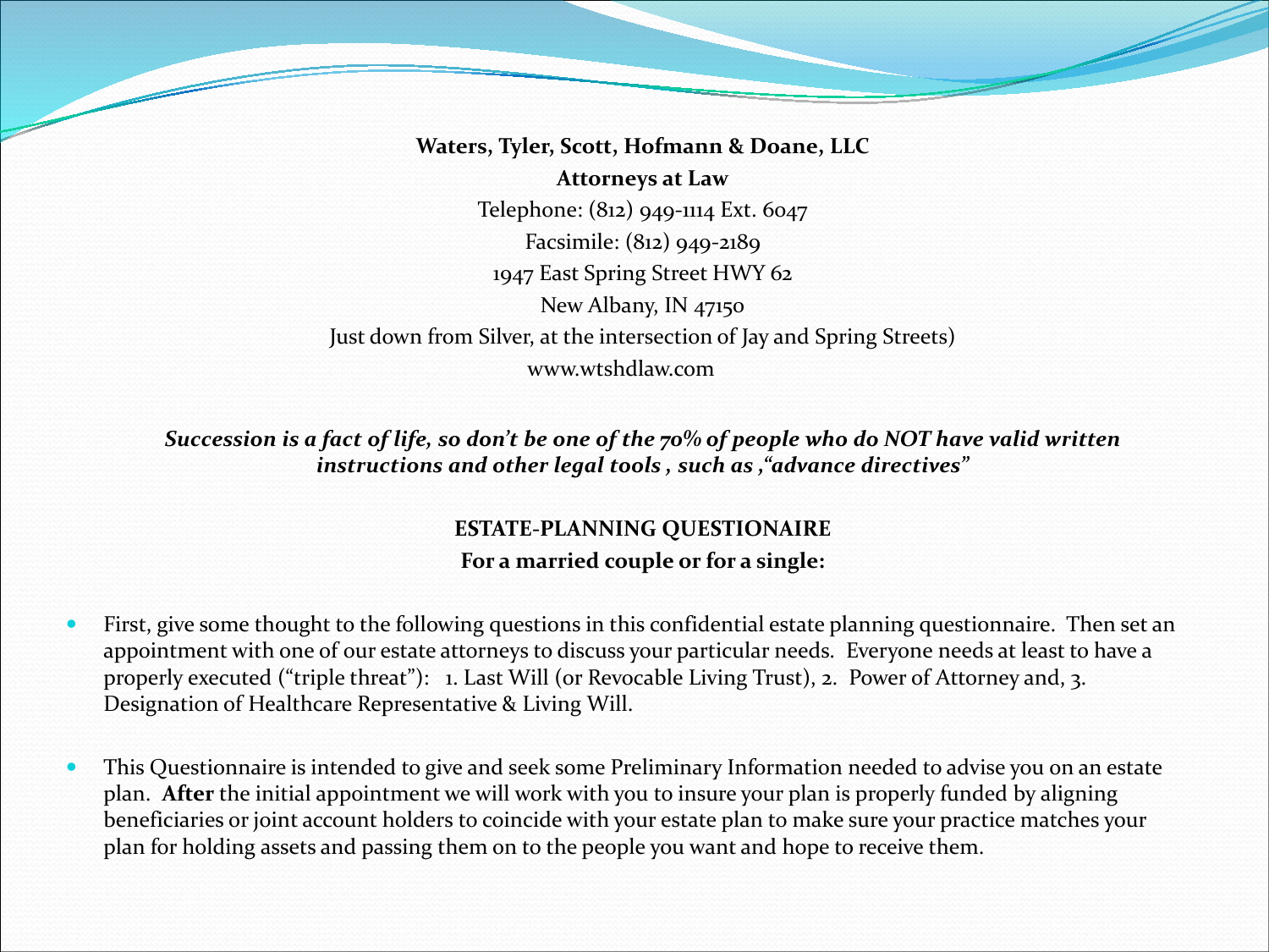**Waters, Tyler, Scott, Hofmann & Doane, LLC**

**Attorneys at Law**

Telephone: (812) 949-1114 Ext. 6047

Facsimile: (812) 949-2189

1947 East Spring Street HWY 62

New Albany, IN 47150

Just down from Silver, at the intersection of Jay and Spring Streets)

www.wtshdlaw.com

***Succession is a fact of life, so don't be one of the 70% of people who do NOT have valid written instructions and other legal tools , such as ,"advance directives"***

**ESTATE-PLANNING QUESTIONAIRE**

**For a married couple or for a single:**

- First, give some thought to the following questions in this confidential estate planning questionnaire. Then set an appointment with one of our estate attorneys to discuss your particular needs. Everyone needs at least to have a properly executed ("triple threat"): 1. Last Will (or Revocable Living Trust), 2. Power of Attorney and, 3. Designation of Healthcare Representative & Living Will.
- This Questionnaire is intended to give and seek some Preliminary Information needed to advise you on an estate plan. **After** the initial appointment we will work with you to insure your plan is properly funded by aligning beneficiaries or joint account holders to coincide with your estate plan to make sure your practice matches your plan for holding assets and passing them on to the people you want and hope to receive them.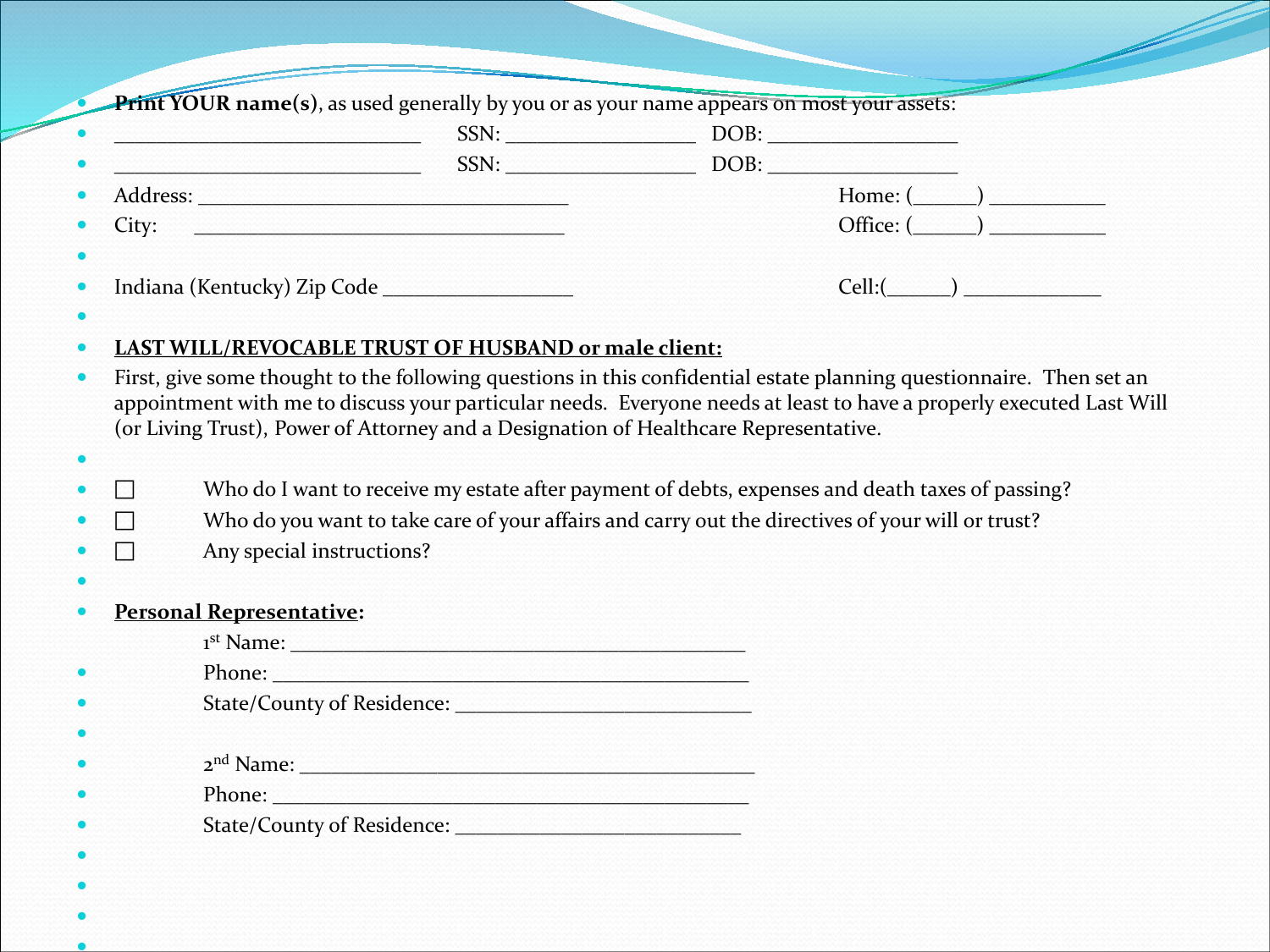- **Print YOUR name(s)**, as used generally by you or as your name appears on most your assets:
- ____________________________ SSN: _________________ DOB: _________________
- ____________________________ SSN: _________________ DOB: _________________
- Address: _________________________________ Home: (_____) __________
- City: _________________________________ Office: (_____) __________
- Indiana (Kentucky) Zip Code _________________ Cell:(_____) ____________

- **LAST WILL/REVOCABLE TRUST OF HUSBAND or male client:**
- First, give some thought to the following questions in this confidential estate planning questionnaire. Then set an appointment with me to discuss your particular needs. Everyone needs at least to have a properly executed Last Will (or Living Trust), Power of Attorney and a Designation of Healthcare Representative.

- ☐ Who do I want to receive my estate after payment of debts, expenses and death taxes of passing?
- ☐ Who do you want to take care of your affairs and carry out the directives of your will or trust?
- ☐ Any special instructions?

- **Personal Representative:**

  1st Name: __________________________________________
  
  Phone: ___________________________________________
  
  State/County of Residence: ___________________________

  2nd Name: __________________________________________
  
  Phone: ___________________________________________
  
  State/County of Residence: __________________________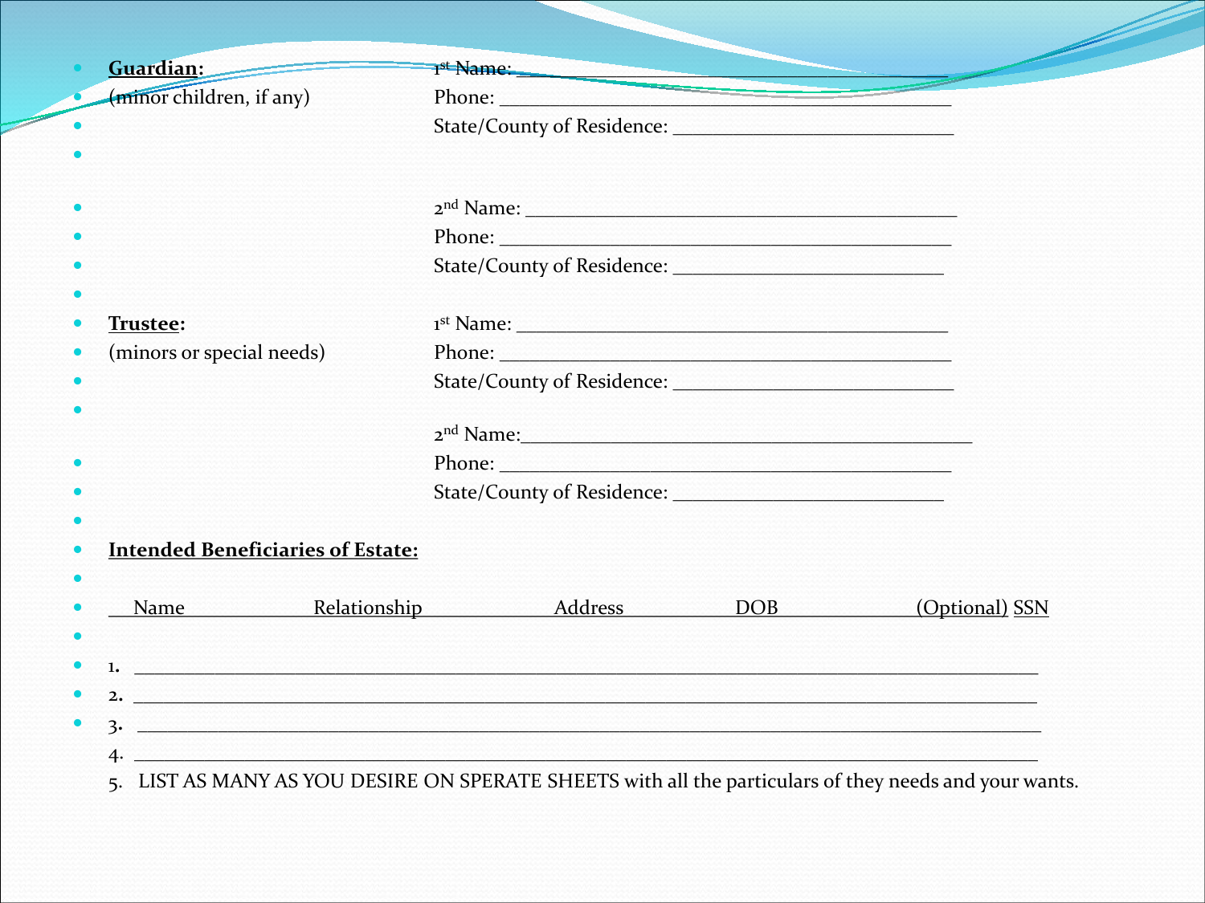**Guardian:**

(minor children, if any)

1st Name: ___________________________________________

Phone: _____________________________________________

State/County of Residence: ____________________________

2nd Name: ___________________________________________

Phone: _____________________________________________

State/County of Residence: ____________________________

**Trustee:**

(minors or special needs)

1st Name: ___________________________________________

Phone: _____________________________________________

State/County of Residence: ____________________________

2nd Name: ___________________________________________

Phone: _____________________________________________

State/County of Residence: ____________________________

**Intended Beneficiaries of Estate:**

| Name | Relationship | Address | DOB | (Optional) SSN |
|---|---|---|---|---|
| 1. | | | | |
| 2. | | | | |
| 3. | | | | |
| 4. | | | | |

5. LIST AS MANY AS YOU DESIRE ON SPERATE SHEETS with all the particulars of they needs and your wants.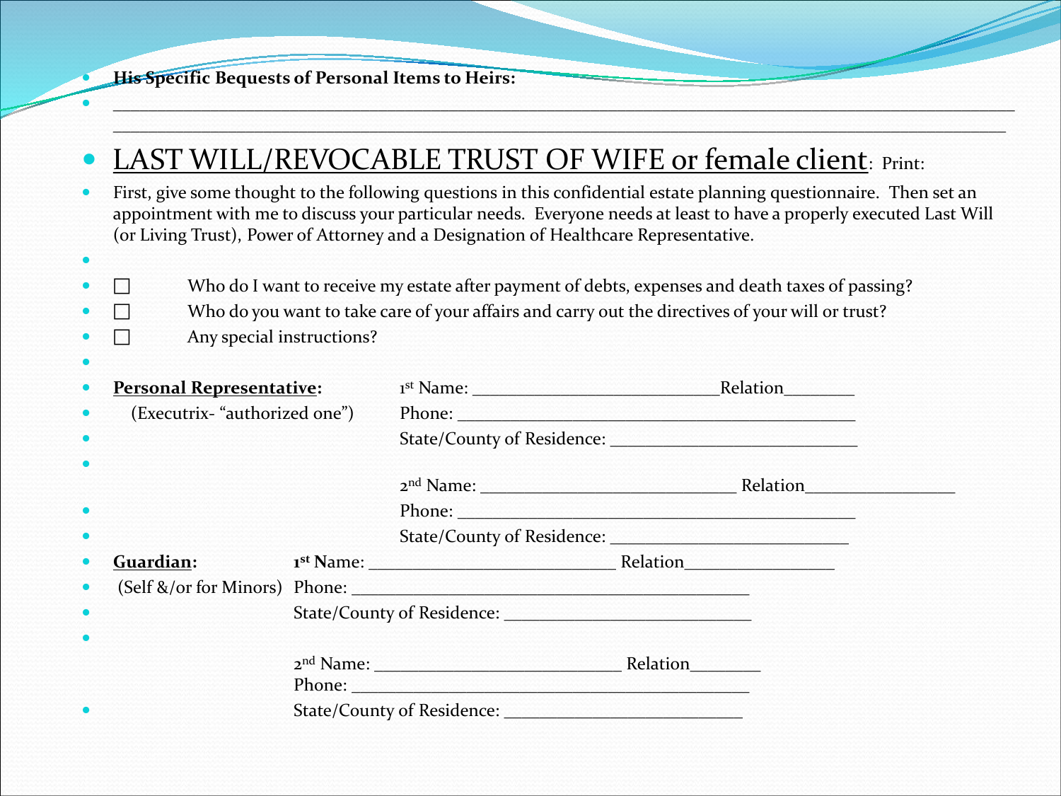- **His Specific Bequests of Personal Items to Heirs:**
- ______________________________________________________________________________________________
  ______________________________________________________________________________________________

## LAST WILL/REVOCABLE TRUST OF WIFE or female client: Print:

First, give some thought to the following questions in this confidential estate planning questionnaire. Then set an appointment with me to discuss your particular needs. Everyone needs at least to have a properly executed Last Will (or Living Trust), Power of Attorney and a Designation of Healthcare Representative.

- ☐ Who do I want to receive my estate after payment of debts, expenses and death taxes of passing?
- ☐ Who do you want to take care of your affairs and carry out the directives of your will or trust?
- ☐ Any special instructions?

**Personal Representative:**
(Executrix- "authorized one")

1st Name: ___________________________Relation________
Phone: ___________________________________________
State/County of Residence: __________________________

2nd Name: ___________________________ Relation________________
Phone: ___________________________________________
State/County of Residence: __________________________

**Guardian:**
(Self &/or for Minors)

**1st** Name: ___________________________ Relation________________
Phone: ___________________________________________
State/County of Residence: __________________________

2nd Name: ___________________________ Relation________
Phone: ___________________________________________
State/County of Residence: __________________________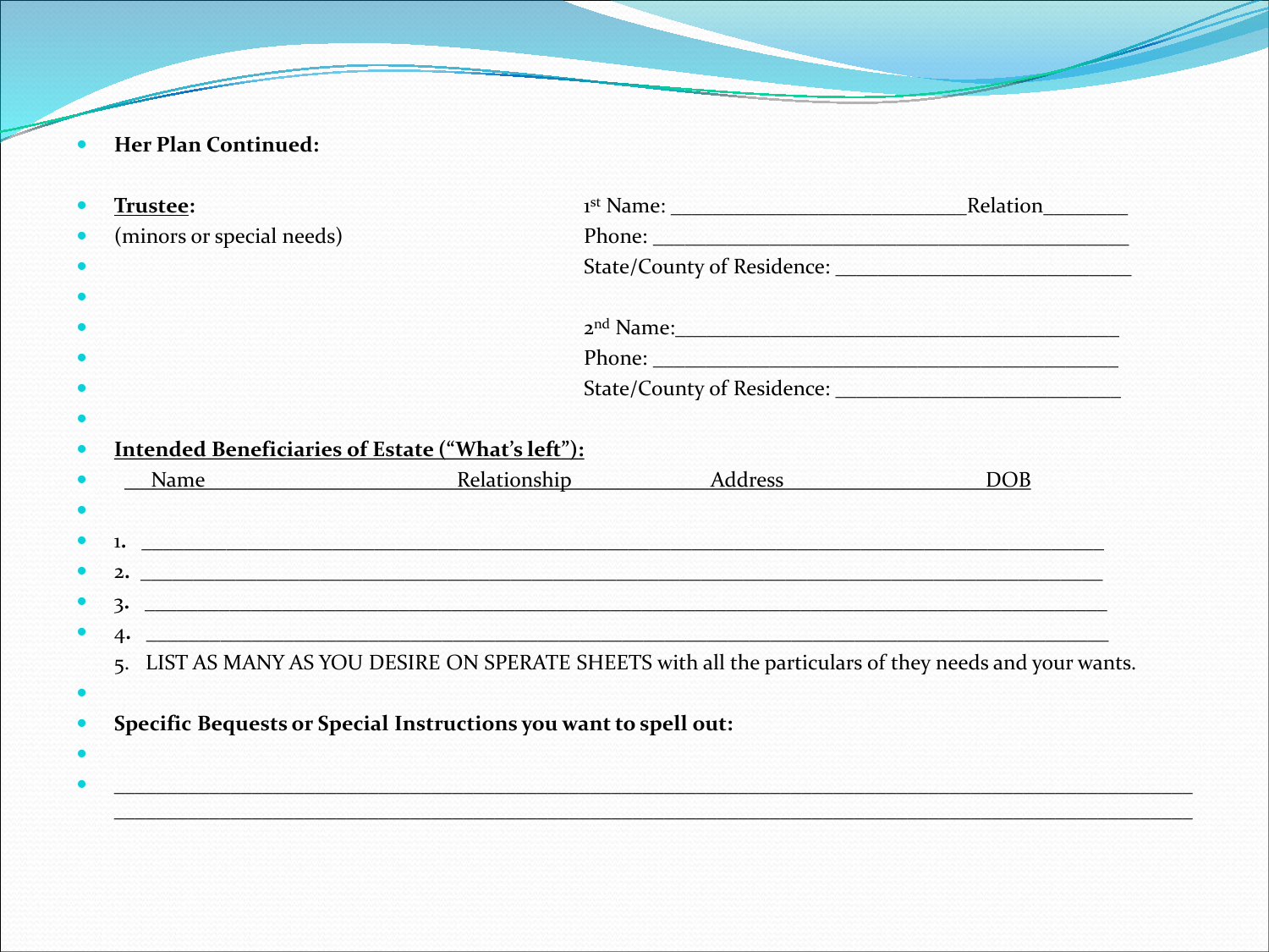- **Her Plan Continued:**

- **Trustee:**
- (minors or special needs)

1st Name: ___________________________Relation________
Phone: ____________________________________________
State/County of Residence: ___________________________

2nd Name:_________________________________________
Phone: ____________________________________________
State/County of Residence: __________________________

- **Intended Beneficiaries of Estate ("What's left"):**

Name Relationship Address DOB

1. ______________________________________________________________________________________
2. ______________________________________________________________________________________
3. ______________________________________________________________________________________
4. ______________________________________________________________________________________
5. LIST AS MANY AS YOU DESIRE ON SPERATE SHEETS with all the particulars of they needs and your wants.

- **Specific Bequests or Special Instructions you want to spell out:**

________________________________________________________________________________________________
________________________________________________________________________________________________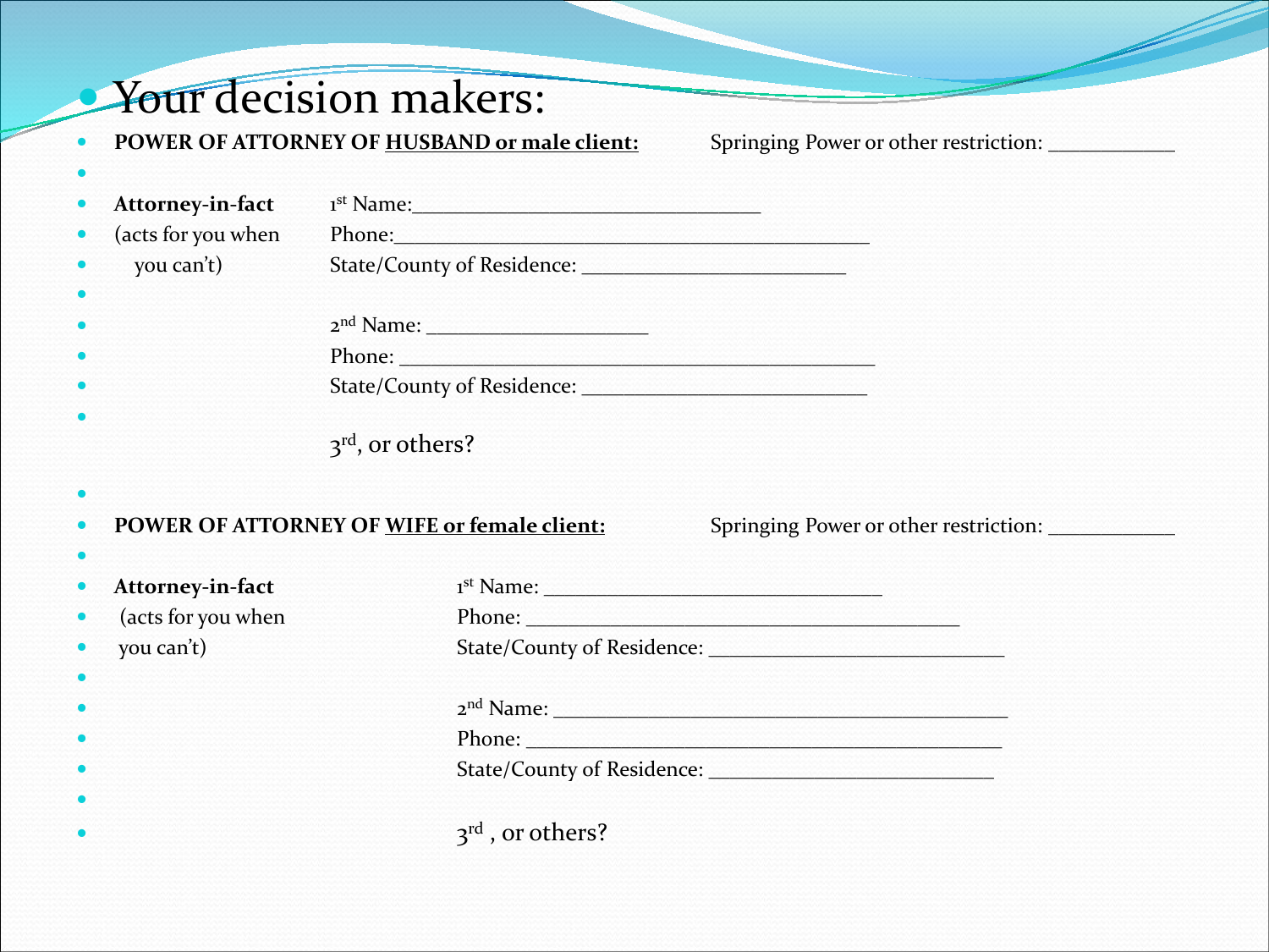# Your decision makers:

- **POWER OF ATTORNEY OF HUSBAND or male client:** Springing Power or other restriction: ___________

- **Attorney-in-fact** 1st Name:________________________________
- (acts for you when Phone:____________________________________________
- you can't) State/County of Residence: ________________________

- 2nd Name: ____________________
- Phone: ____________________________________________
- State/County of Residence: __________________________

3rd, or others?

- **POWER OF ATTORNEY OF WIFE or female client:** Springing Power or other restriction: ___________

- **Attorney-in-fact** 1st Name: _______________________________
- (acts for you when Phone: ________________________________________
- you can't) State/County of Residence: ___________________________

- 2nd Name: __________________________________________
- Phone: ____________________________________________
- State/County of Residence: __________________________

- 3rd , or others?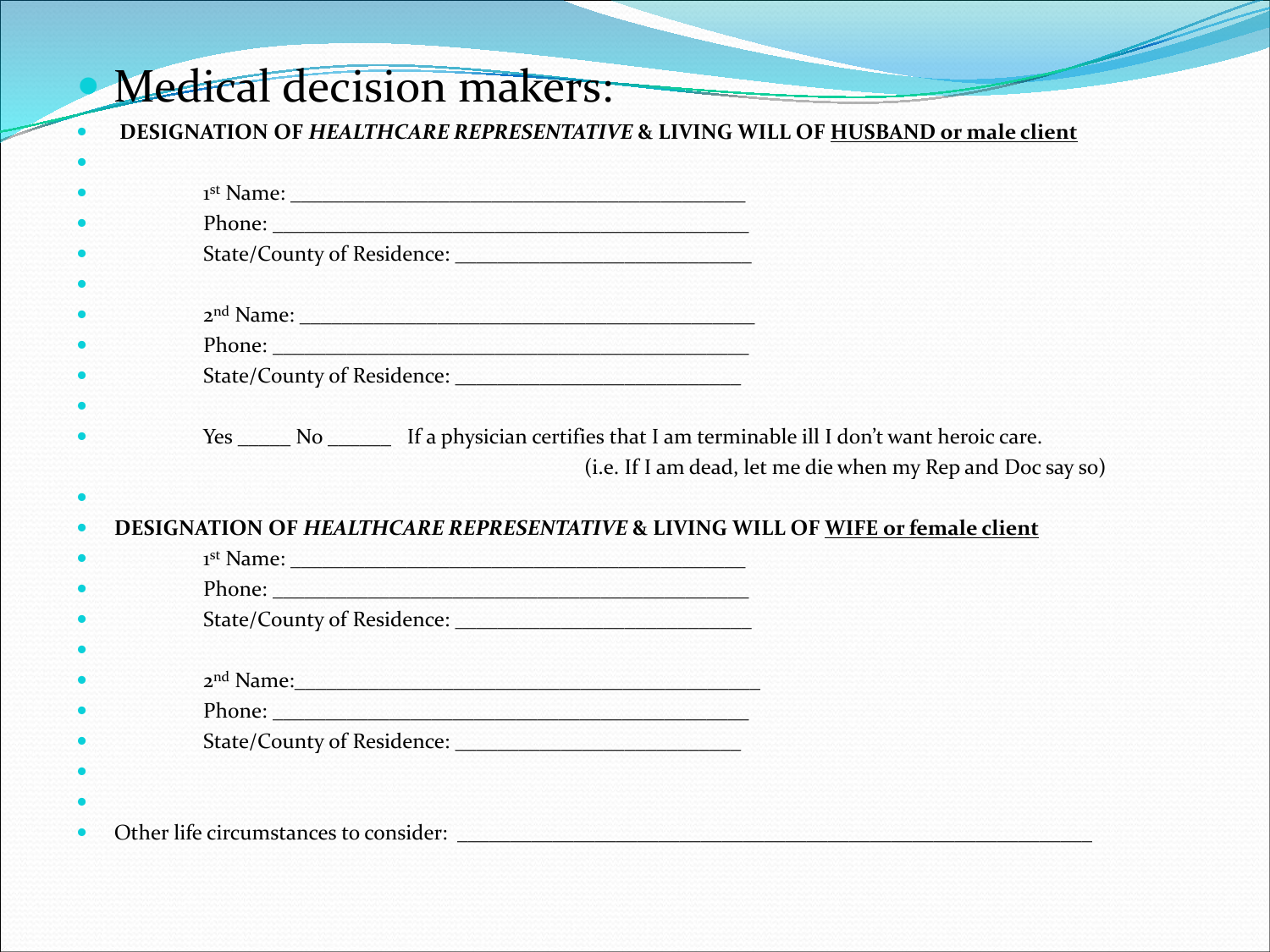# Medical decision makers:

**DESIGNATION OF *HEALTHCARE REPRESENTATIVE* & LIVING WILL OF HUSBAND or male client**

1st Name: ___________________________________________

Phone: ____________________________________________

State/County of Residence: ___________________________

2nd Name: ___________________________________________

Phone: ____________________________________________

State/County of Residence: __________________________

Yes _____ No ______ If a physician certifies that I am terminable ill I don't want heroic care.
(i.e. If I am dead, let me die when my Rep and Doc say so)

**DESIGNATION OF *HEALTHCARE REPRESENTATIVE* & LIVING WILL OF WIFE or female client**

1st Name: ___________________________________________

Phone: ____________________________________________

State/County of Residence: ___________________________

2nd Name: ___________________________________________

Phone: ____________________________________________

State/County of Residence: __________________________

Other life circumstances to consider: ___________________________________________________________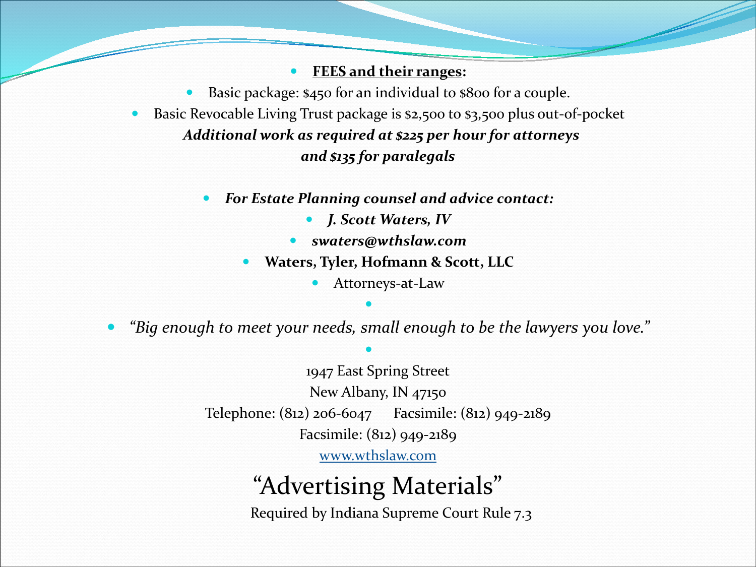- **FEES and their ranges:**
  - Basic package: $450 for an individual to $800 for a couple.
  - Basic Revocable Living Trust package is $2,500 to $3,500 plus out-of-pocket

***Additional work as required at $225 per hour for attorneys and $135 for paralegals***

- ***For Estate Planning counsel and advice contact:***
  - ***J. Scott Waters, IV***
  - ***swaters@wthslaw.com***
  - **Waters, Tyler, Hofmann & Scott, LLC**
  - Attorneys-at-Law
- *"Big enough to meet your needs, small enough to be the lawyers you love."*

1947 East Spring Street
New Albany, IN 47150
Telephone: (812) 206-6047 Facsimile: (812) 949-2189
Facsimile: (812) 949-2189
www.wthslaw.com

# "Advertising Materials"

Required by Indiana Supreme Court Rule 7.3